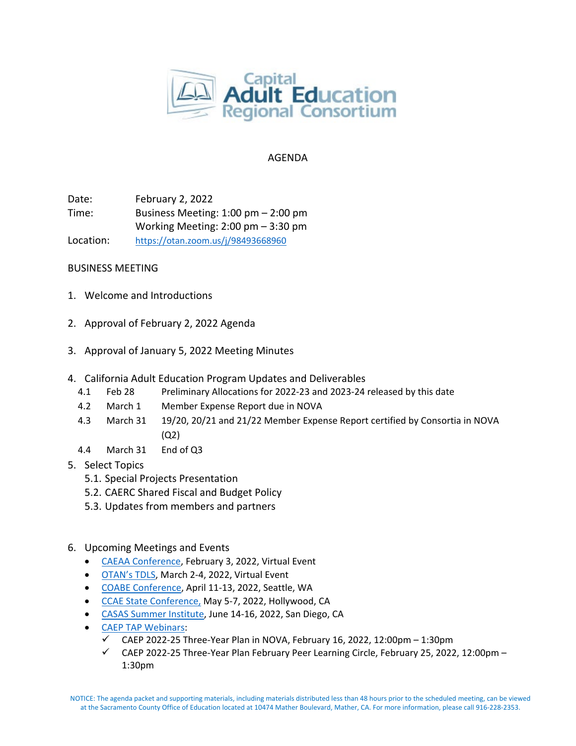# Capital Adult Education Regional Consortium

## AGENDA

Date: February 2, 2022

Time: Business Meeting: 1:00 pm – 2:00 pm
Working Meeting: 2:00 pm – 3:30 pm

Location: https://otan.zoom.us/j/98493668960

### BUSINESS MEETING

1. Welcome and Introductions

2. Approval of February 2, 2022 Agenda

3. Approval of January 5, 2022 Meeting Minutes

4. California Adult Education Program Updates and Deliverables
   - 4.1 Feb 28 — Preliminary Allocations for 2022-23 and 2023-24 released by this date
   - 4.2 March 1 — Member Expense Report due in NOVA
   - 4.3 March 31 — 19/20, 20/21 and 21/22 Member Expense Report certified by Consortia in NOVA (Q2)
   - 4.4 March 31 — End of Q3

5. Select Topics
   - 5.1. Special Projects Presentation
   - 5.2. CAERC Shared Fiscal and Budget Policy
   - 5.3. Updates from members and partners

6. Upcoming Meetings and Events
   - CAEAA Conference, February 3, 2022, Virtual Event
   - OTAN's TDLS, March 2-4, 2022, Virtual Event
   - COABE Conference, April 11-13, 2022, Seattle, WA
   - CCAE State Conference, May 5-7, 2022, Hollywood, CA
   - CASAS Summer Institute, June 14-16, 2022, San Diego, CA
   - CAEP TAP Webinars:
     - ✓ CAEP 2022-25 Three-Year Plan in NOVA, February 16, 2022, 12:00pm – 1:30pm
     - ✓ CAEP 2022-25 Three-Year Plan February Peer Learning Circle, February 25, 2022, 12:00pm – 1:30pm

NOTICE: The agenda packet and supporting materials, including materials distributed less than 48 hours prior to the scheduled meeting, can be viewed at the Sacramento County Office of Education located at 10474 Mather Boulevard, Mather, CA. For more information, please call 916-228-2353.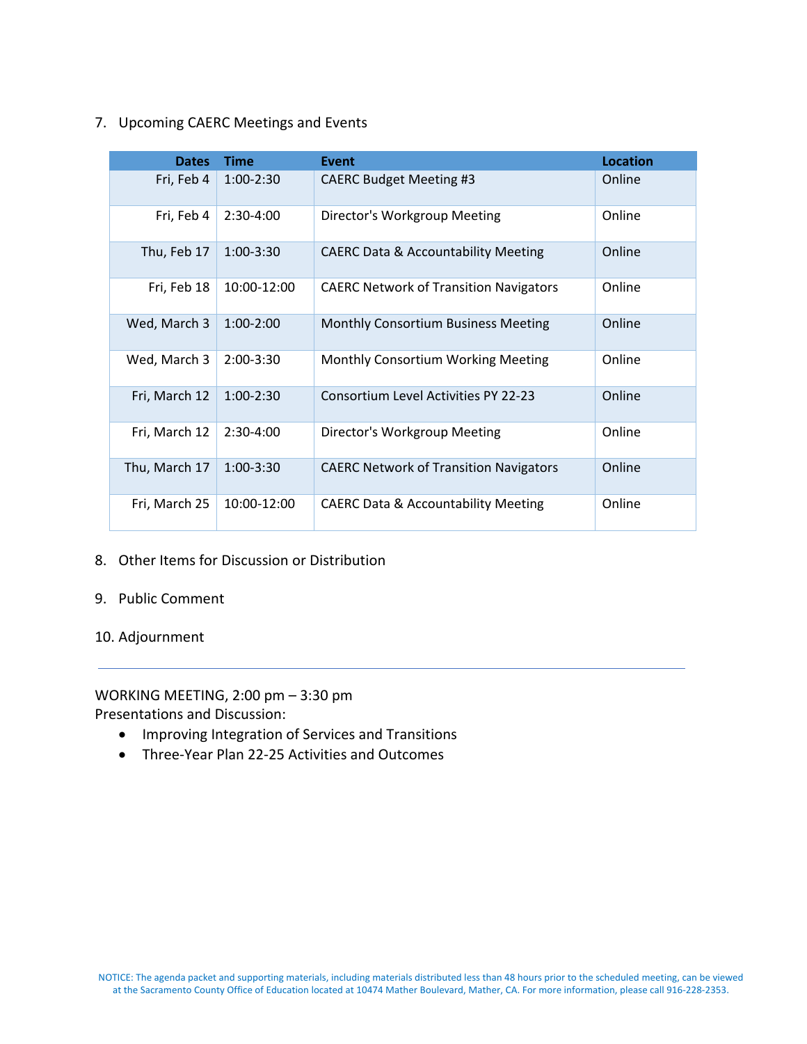7. Upcoming CAERC Meetings and Events

| Dates | Time | Event | Location |
|---|---|---|---|
| Fri, Feb 4 | 1:00-2:30 | CAERC Budget Meeting #3 | Online |
| Fri, Feb 4 | 2:30-4:00 | Director's Workgroup Meeting | Online |
| Thu, Feb 17 | 1:00-3:30 | CAERC Data & Accountability Meeting | Online |
| Fri, Feb 18 | 10:00-12:00 | CAERC Network of Transition Navigators | Online |
| Wed, March 3 | 1:00-2:00 | Monthly Consortium Business Meeting | Online |
| Wed, March 3 | 2:00-3:30 | Monthly Consortium Working Meeting | Online |
| Fri, March 12 | 1:00-2:30 | Consortium Level Activities PY 22-23 | Online |
| Fri, March 12 | 2:30-4:00 | Director's Workgroup Meeting | Online |
| Thu, March 17 | 1:00-3:30 | CAERC Network of Transition Navigators | Online |
| Fri, March 25 | 10:00-12:00 | CAERC Data & Accountability Meeting | Online |

8. Other Items for Discussion or Distribution

9. Public Comment

10. Adjournment

---

WORKING MEETING, 2:00 pm – 3:30 pm
Presentations and Discussion:

- Improving Integration of Services and Transitions
- Three-Year Plan 22-25 Activities and Outcomes

NOTICE: The agenda packet and supporting materials, including materials distributed less than 48 hours prior to the scheduled meeting, can be viewed at the Sacramento County Office of Education located at 10474 Mather Boulevard, Mather, CA. For more information, please call 916-228-2353.